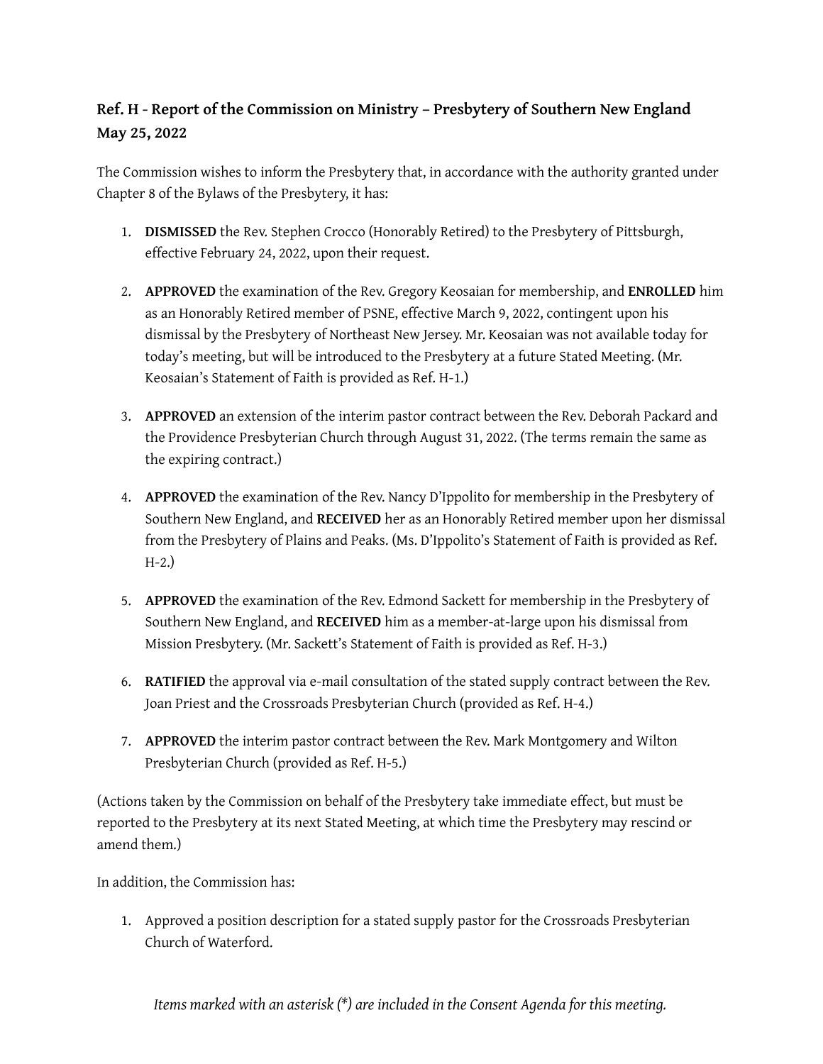## Ref. H - Report of the Commission on Ministry – Presbytery of Southern New England May 25, 2022

The Commission wishes to inform the Presbytery that, in accordance with the authority granted under Chapter 8 of the Bylaws of the Presbytery, it has:

1. **DISMISSED** the Rev. Stephen Crocco (Honorably Retired) to the Presbytery of Pittsburgh, effective February 24, 2022, upon their request.

2. **APPROVED** the examination of the Rev. Gregory Keosaian for membership, and **ENROLLED** him as an Honorably Retired member of PSNE, effective March 9, 2022, contingent upon his dismissal by the Presbytery of Northeast New Jersey. Mr. Keosaian was not available today for today's meeting, but will be introduced to the Presbytery at a future Stated Meeting. (Mr. Keosaian's Statement of Faith is provided as Ref. H-1.)

3. **APPROVED** an extension of the interim pastor contract between the Rev. Deborah Packard and the Providence Presbyterian Church through August 31, 2022. (The terms remain the same as the expiring contract.)

4. **APPROVED** the examination of the Rev. Nancy D'Ippolito for membership in the Presbytery of Southern New England, and **RECEIVED** her as an Honorably Retired member upon her dismissal from the Presbytery of Plains and Peaks. (Ms. D'Ippolito's Statement of Faith is provided as Ref. H-2.)

5. **APPROVED** the examination of the Rev. Edmond Sackett for membership in the Presbytery of Southern New England, and **RECEIVED** him as a member-at-large upon his dismissal from Mission Presbytery. (Mr. Sackett's Statement of Faith is provided as Ref. H-3.)

6. **RATIFIED** the approval via e-mail consultation of the stated supply contract between the Rev. Joan Priest and the Crossroads Presbyterian Church (provided as Ref. H-4.)

7. **APPROVED** the interim pastor contract between the Rev. Mark Montgomery and Wilton Presbyterian Church (provided as Ref. H-5.)

(Actions taken by the Commission on behalf of the Presbytery take immediate effect, but must be reported to the Presbytery at its next Stated Meeting, at which time the Presbytery may rescind or amend them.)

In addition, the Commission has:

1. Approved a position description for a stated supply pastor for the Crossroads Presbyterian Church of Waterford.

*Items marked with an asterisk (*) are included in the Consent Agenda for this meeting.*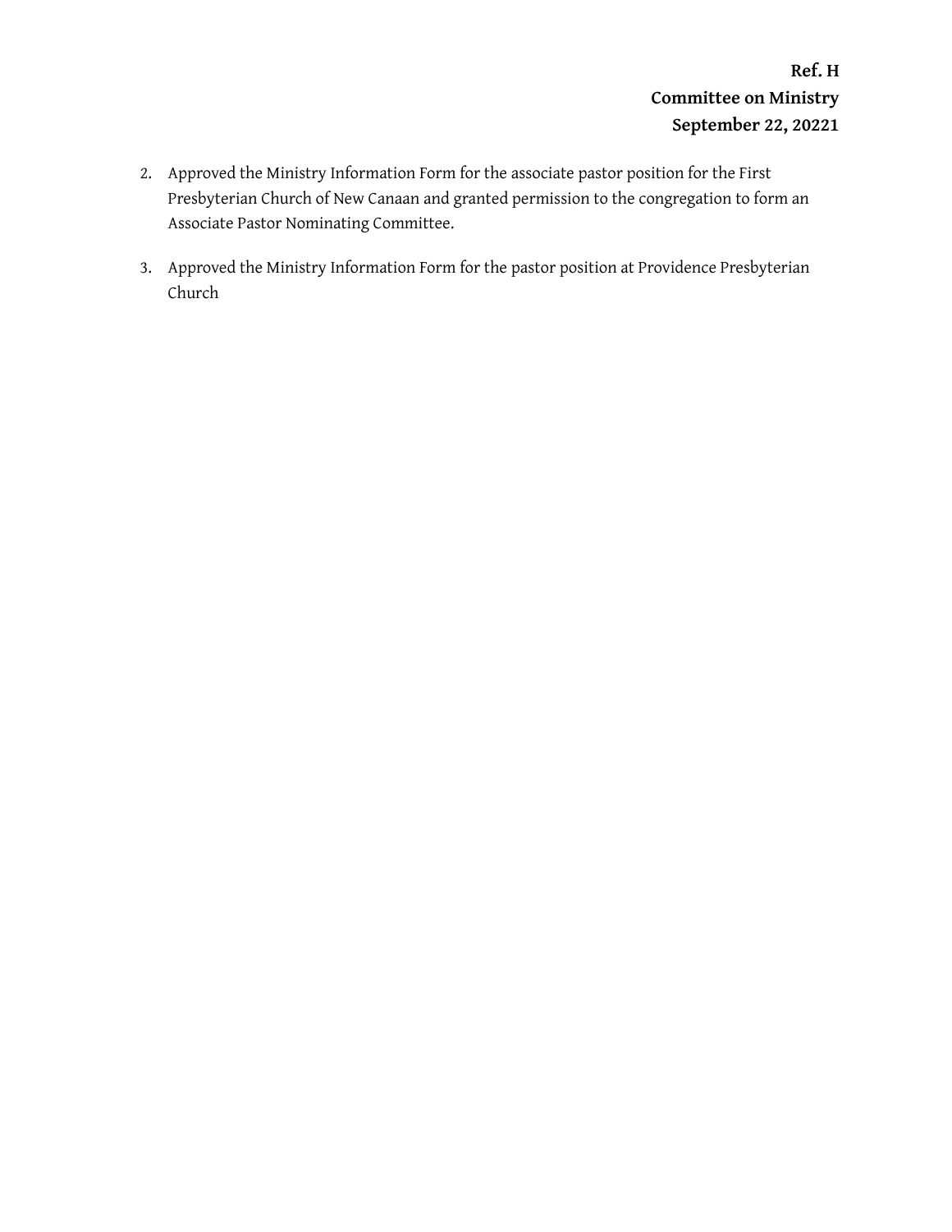2. Approved the Ministry Information Form for the associate pastor position for the First Presbyterian Church of New Canaan and granted permission to the congregation to form an Associate Pastor Nominating Committee.

3. Approved the Ministry Information Form for the pastor position at Providence Presbyterian Church